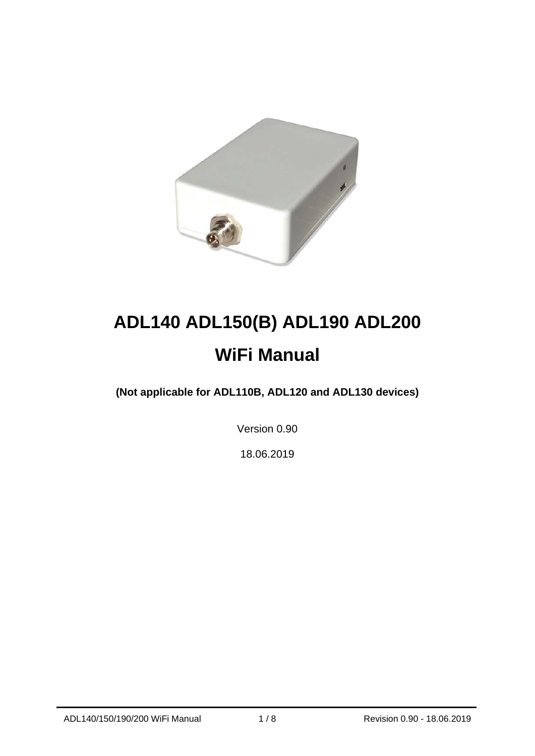# ADL140 ADL150(B) ADL190 ADL200

# WiFi Manual

**(Not applicable for ADL110B, ADL120 and ADL130 devices)**

Version 0.90

18.06.2019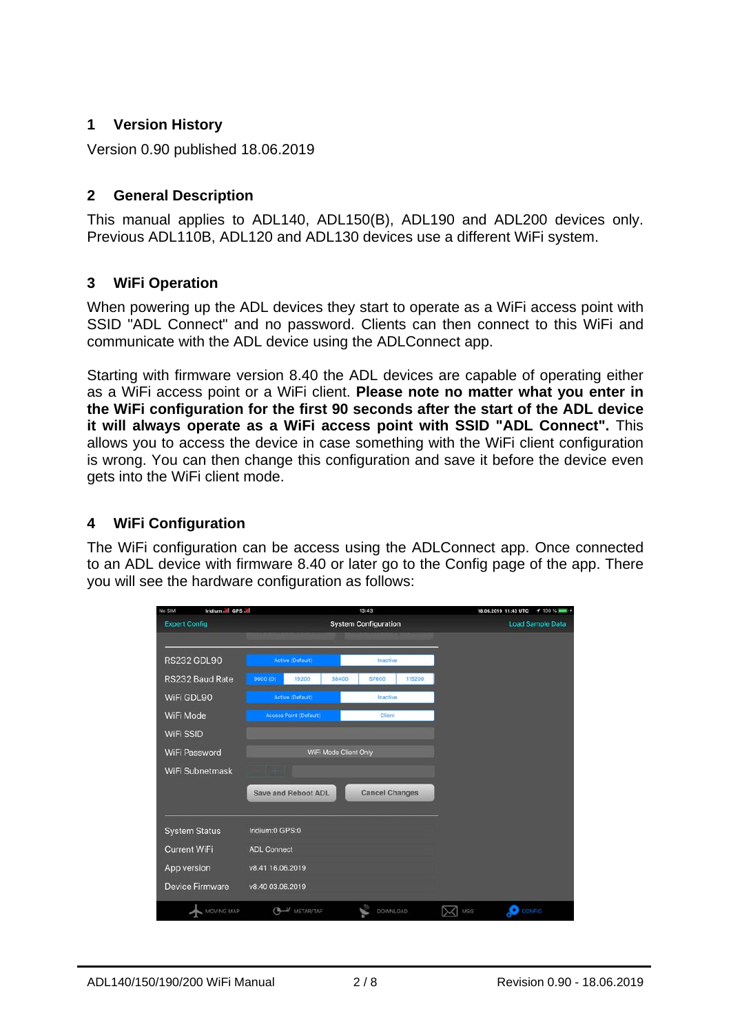# 1 Version History

Version 0.90 published 18.06.2019

# 2 General Description

This manual applies to ADL140, ADL150(B), ADL190 and ADL200 devices only. Previous ADL110B, ADL120 and ADL130 devices use a different WiFi system.

# 3 WiFi Operation

When powering up the ADL devices they start to operate as a WiFi access point with SSID "ADL Connect" and no password. Clients can then connect to this WiFi and communicate with the ADL device using the ADLConnect app.

Starting with firmware version 8.40 the ADL devices are capable of operating either as a WiFi access point or a WiFi client. **Please note no matter what you enter in the WiFi configuration for the first 90 seconds after the start of the ADL device it will always operate as a WiFi access point with SSID "ADL Connect".** This allows you to access the device in case something with the WiFi client configuration is wrong. You can then change this configuration and save it before the device even gets into the WiFi client mode.

# 4 WiFi Configuration

The WiFi configuration can be access using the ADLConnect app. Once connected to an ADL device with firmware 8.40 or later go to the Config page of the app. There you will see the hardware configuration as follows: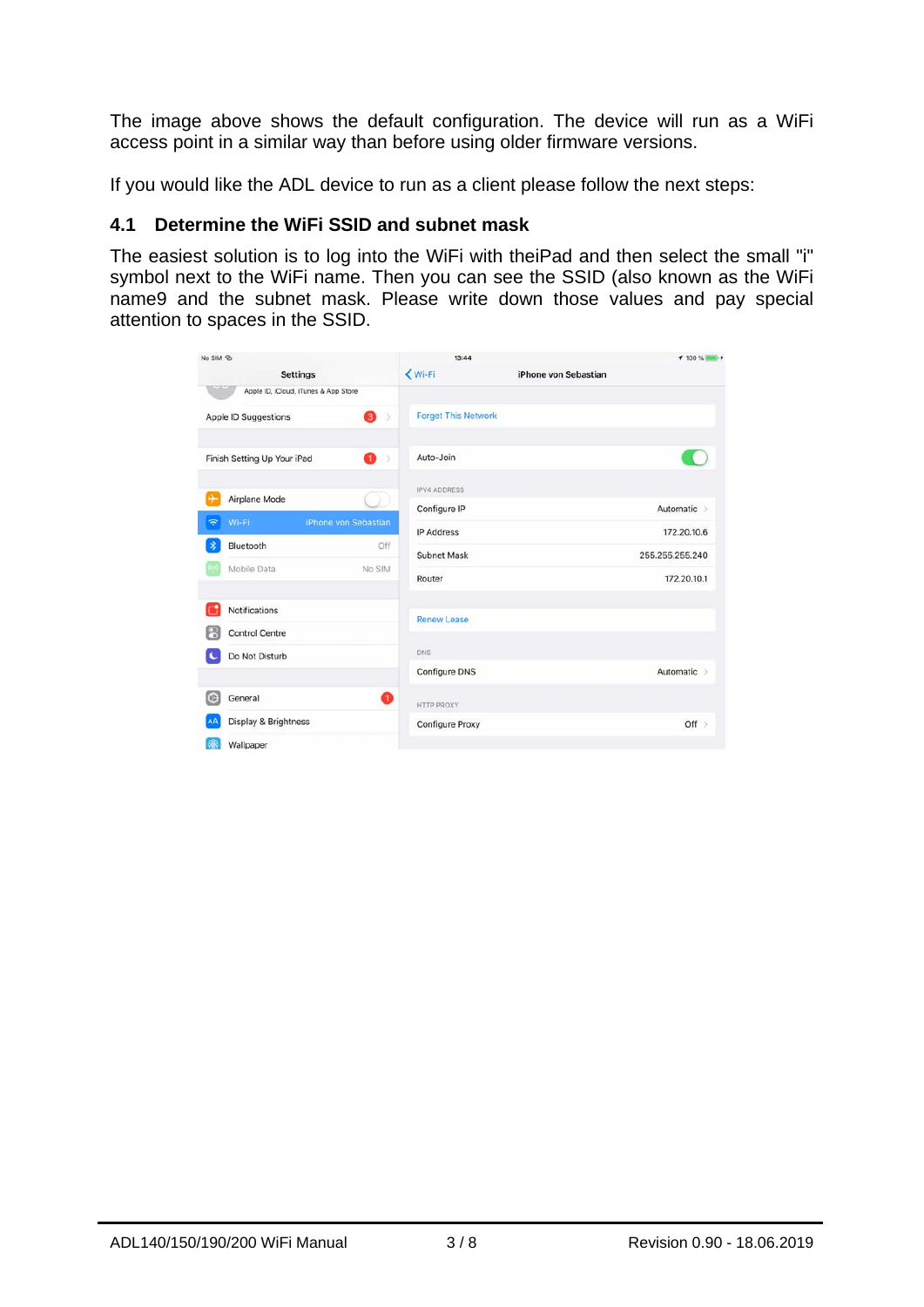The image above shows the default configuration. The device will run as a WiFi access point in a similar way than before using older firmware versions.

If you would like the ADL device to run as a client please follow the next steps:

## 4.1 Determine the WiFi SSID and subnet mask

The easiest solution is to log into the WiFi with theiPad and then select the small "i" symbol next to the WiFi name. Then you can see the SSID (also known as the WiFi name9 and the subnet mask. Please write down those values and pay special attention to spaces in the SSID.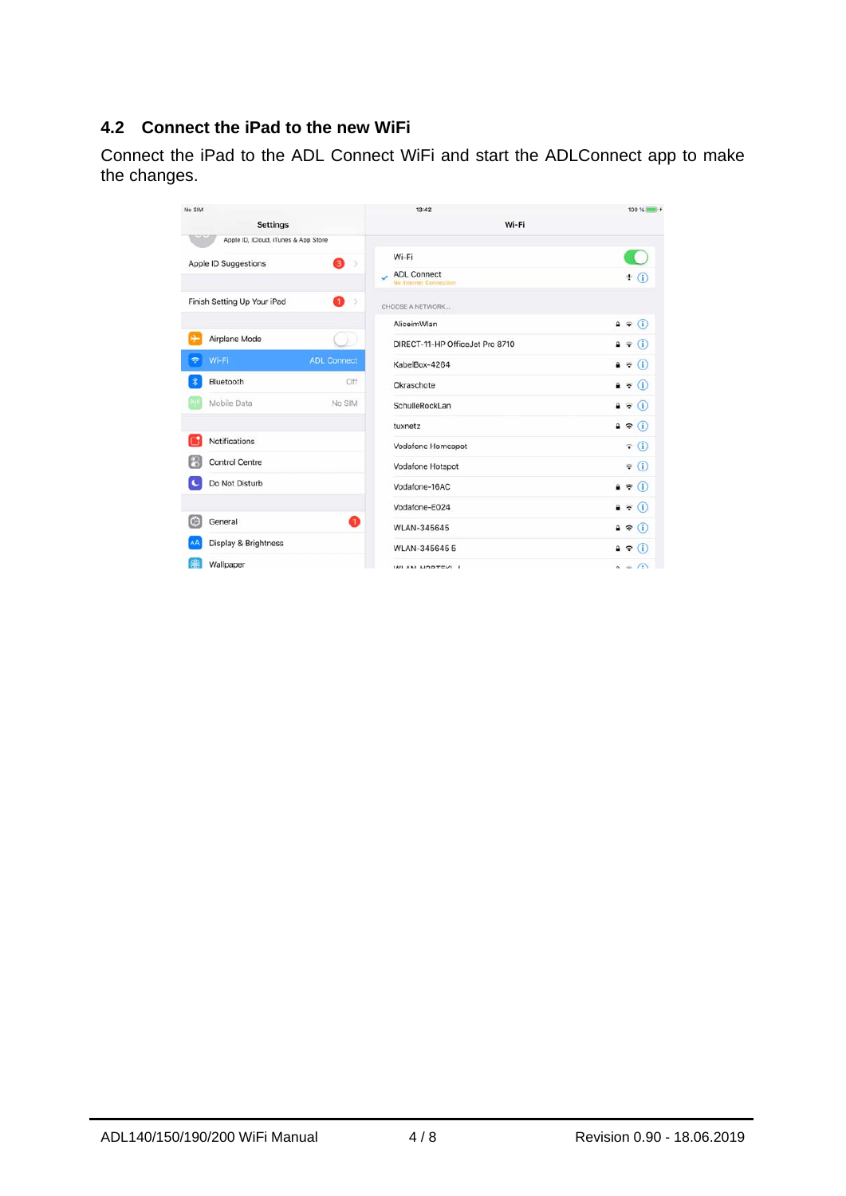## 4.2 Connect the iPad to the new WiFi

Connect the iPad to the ADL Connect WiFi and start the ADLConnect app to make the changes.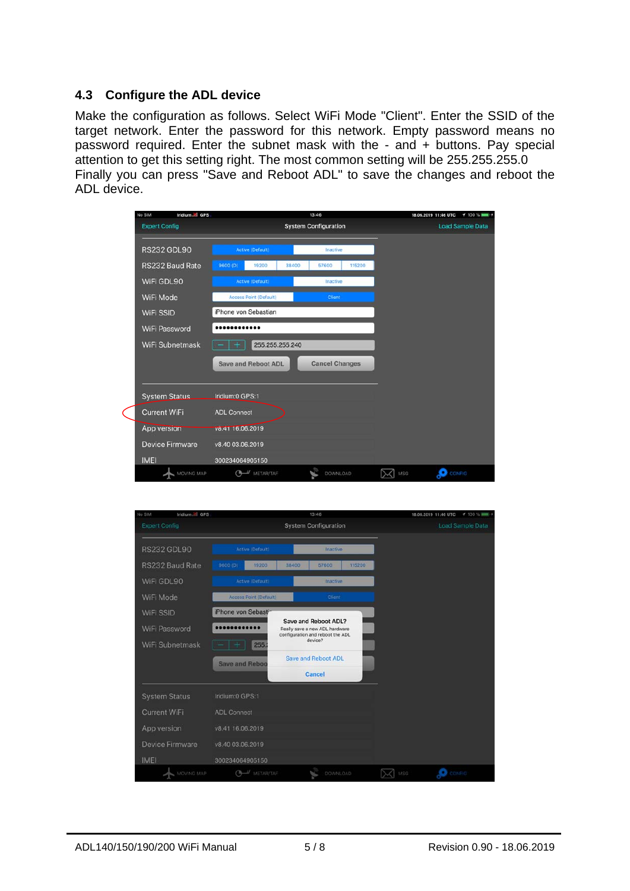## 4.3 Configure the ADL device

Make the configuration as follows. Select WiFi Mode "Client". Enter the SSID of the target network. Enter the password for this network. Empty password means no password required. Enter the subnet mask with the - and + buttons. Pay special attention to get this setting right. The most common setting will be 255.255.255.0
Finally you can press "Save and Reboot ADL" to save the changes and reboot the ADL device.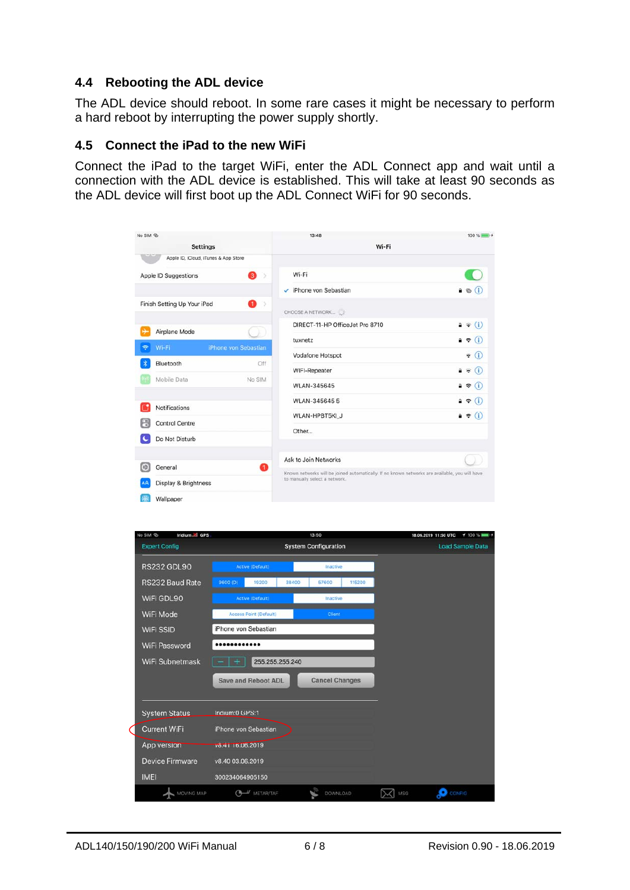## 4.4 Rebooting the ADL device

The ADL device should reboot. In some rare cases it might be necessary to perform a hard reboot by interrupting the power supply shortly.

## 4.5 Connect the iPad to the new WiFi

Connect the iPad to the target WiFi, enter the ADL Connect app and wait until a connection with the ADL device is established. This will take at least 90 seconds as the ADL device will first boot up the ADL Connect WiFi for 90 seconds.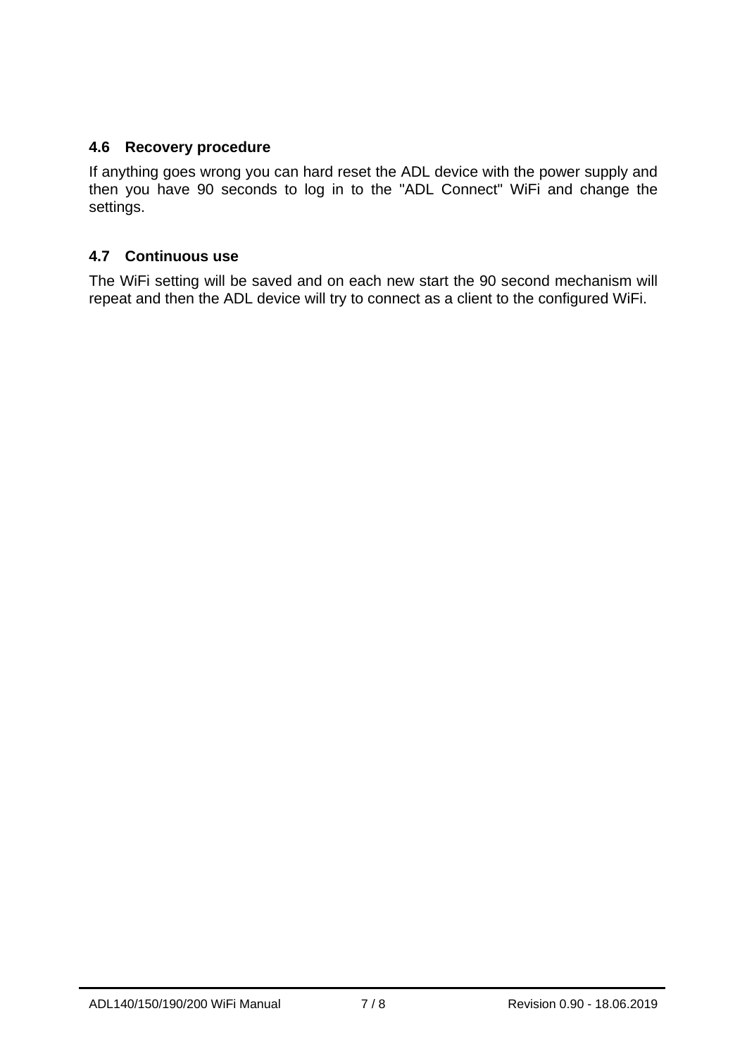### 4.6 Recovery procedure

If anything goes wrong you can hard reset the ADL device with the power supply and then you have 90 seconds to log in to the "ADL Connect" WiFi and change the settings.

### 4.7 Continuous use

The WiFi setting will be saved and on each new start the 90 second mechanism will repeat and then the ADL device will try to connect as a client to the configured WiFi.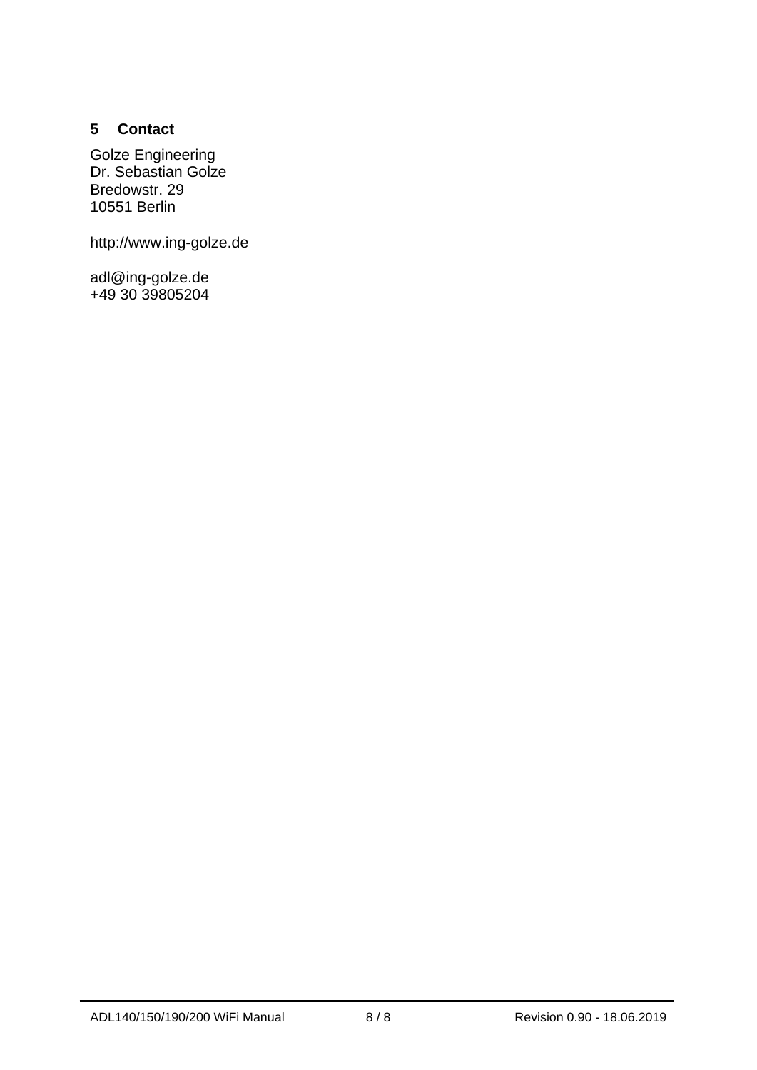## 5 Contact

Golze Engineering
Dr. Sebastian Golze
Bredowstr. 29
10551 Berlin

http://www.ing-golze.de

adl@ing-golze.de
+49 30 39805204